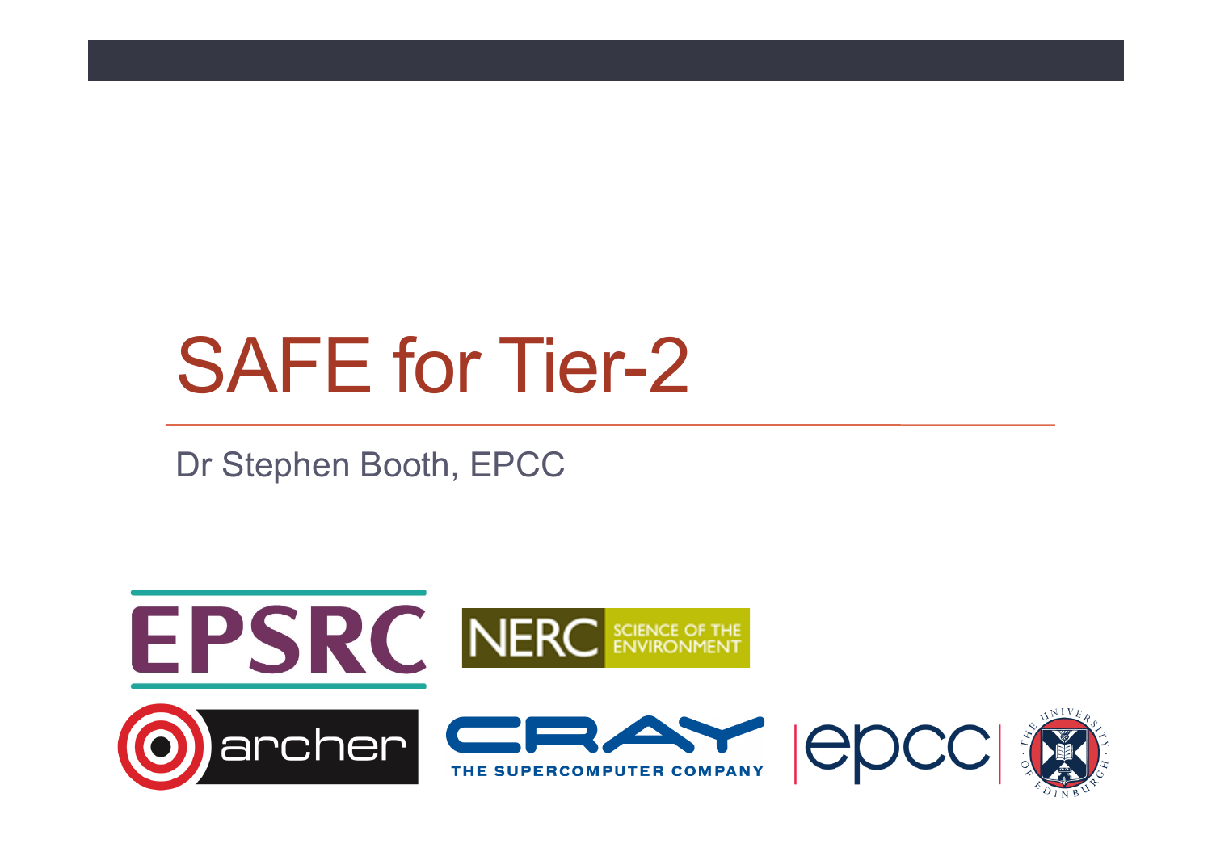# SAFE for Tier-2

Dr Stephen Booth, EPCC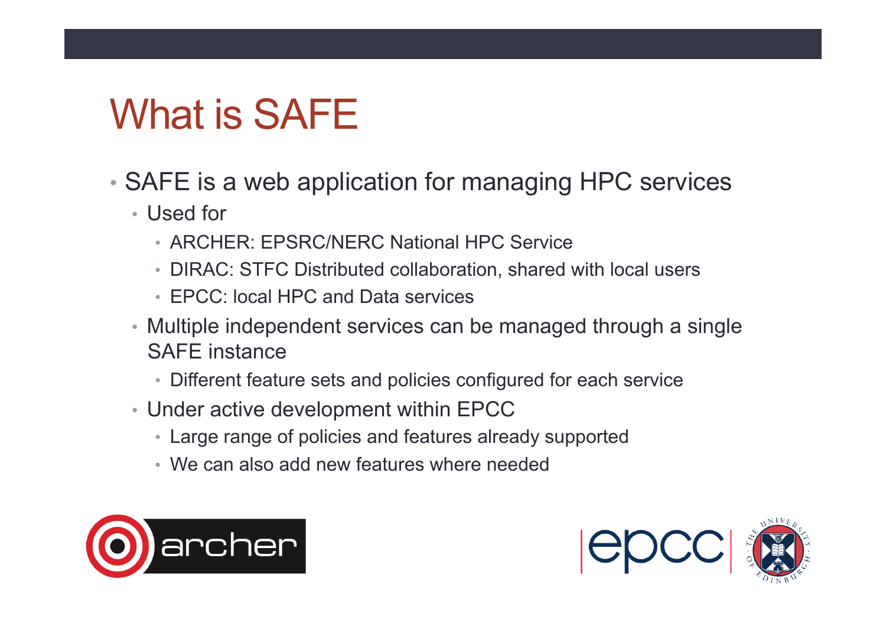# What is SAFE

- SAFE is a web application for managing HPC services
  - Used for
    - ARCHER: EPSRC/NERC National HPC Service
    - DIRAC: STFC Distributed collaboration, shared with local users
    - EPCC: local HPC and Data services
  - Multiple independent services can be managed through a single SAFE instance
    - Different feature sets and policies configured for each service
  - Under active development within EPCC
    - Large range of policies and features already supported
    - We can also add new features where needed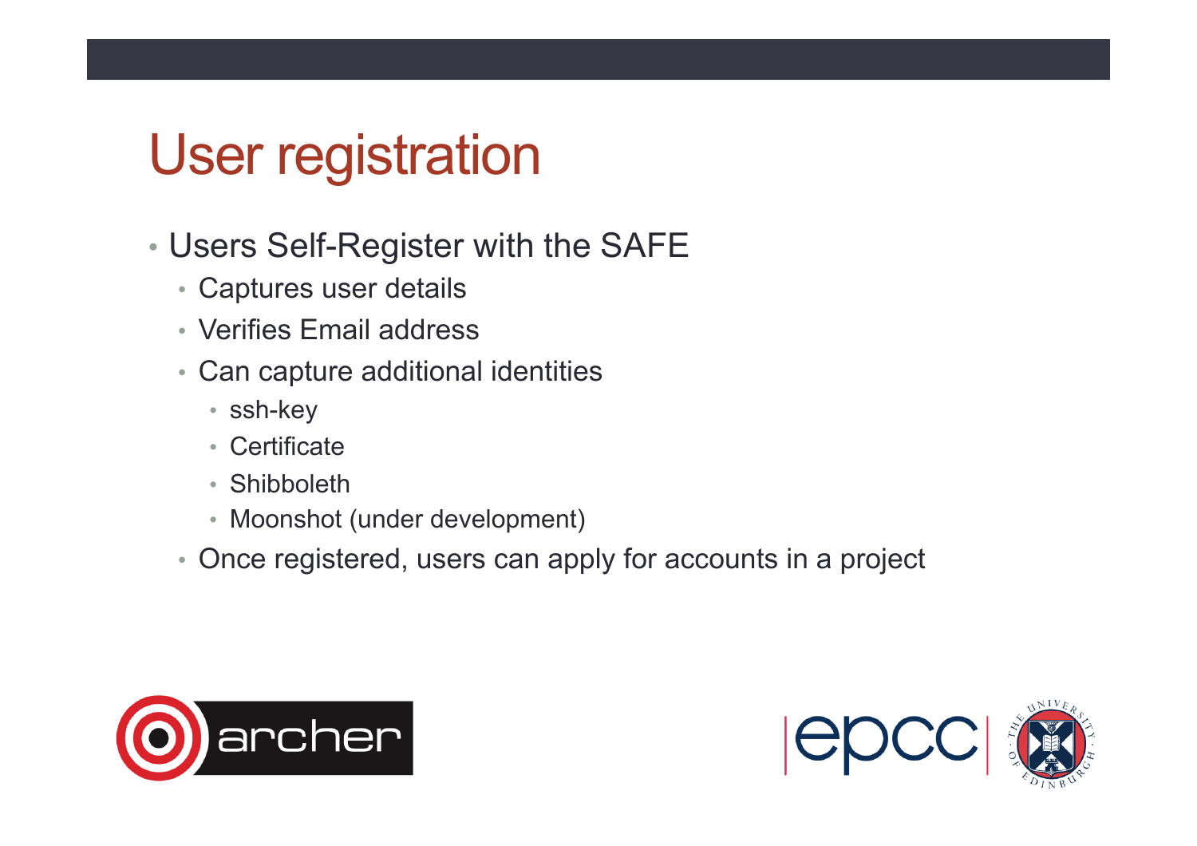# User registration

- Users Self-Register with the SAFE
  - Captures user details
  - Verifies Email address
  - Can capture additional identities
    - ssh-key
    - Certificate
    - Shibboleth
    - Moonshot (under development)
  - Once registered, users can apply for accounts in a project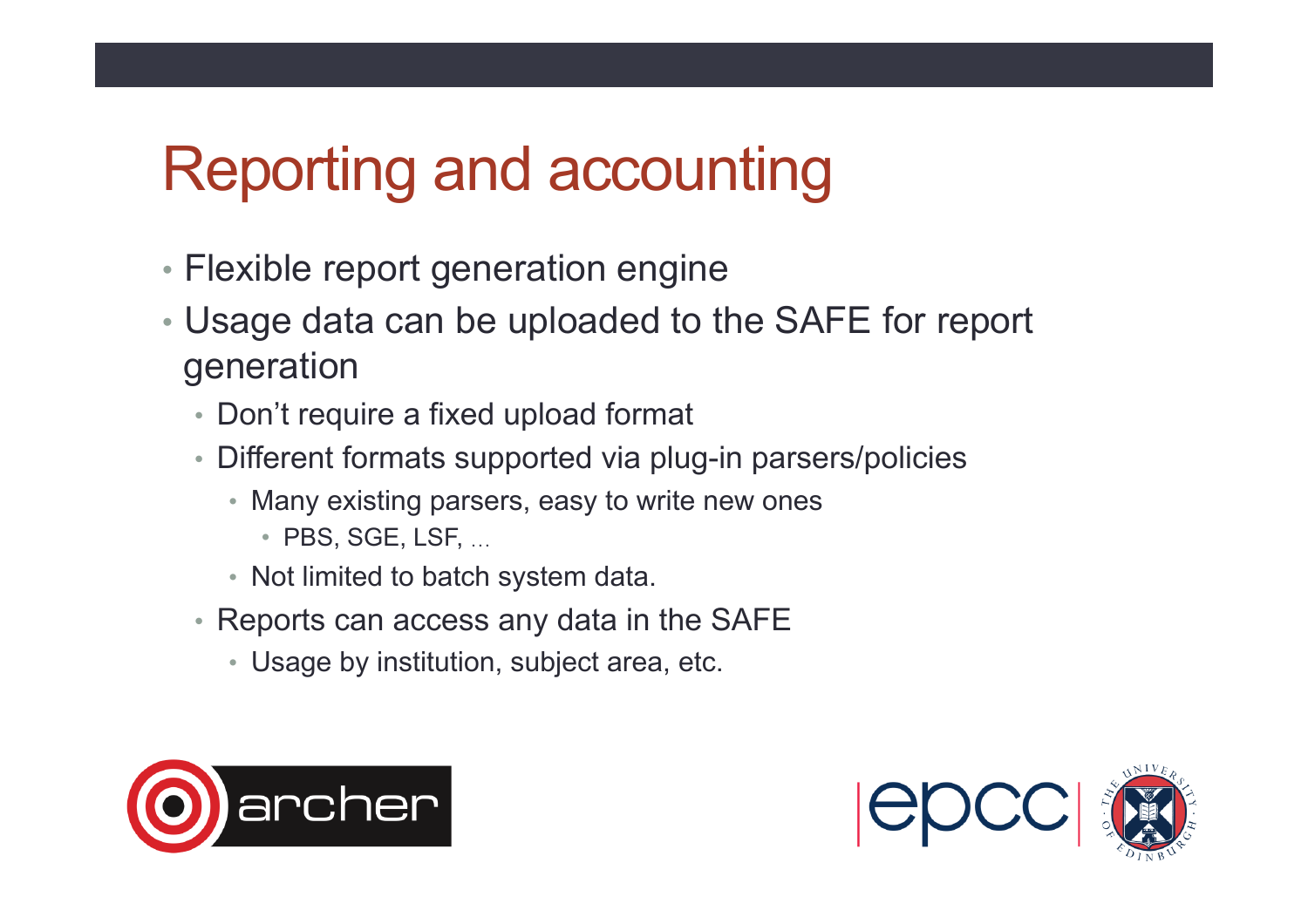# Reporting and accounting

- Flexible report generation engine
- Usage data can be uploaded to the SAFE for report generation
  - Don't require a fixed upload format
  - Different formats supported via plug-in parsers/policies
    - Many existing parsers, easy to write new ones
      - PBS, SGE, LSF, …
    - Not limited to batch system data.
  - Reports can access any data in the SAFE
    - Usage by institution, subject area, etc.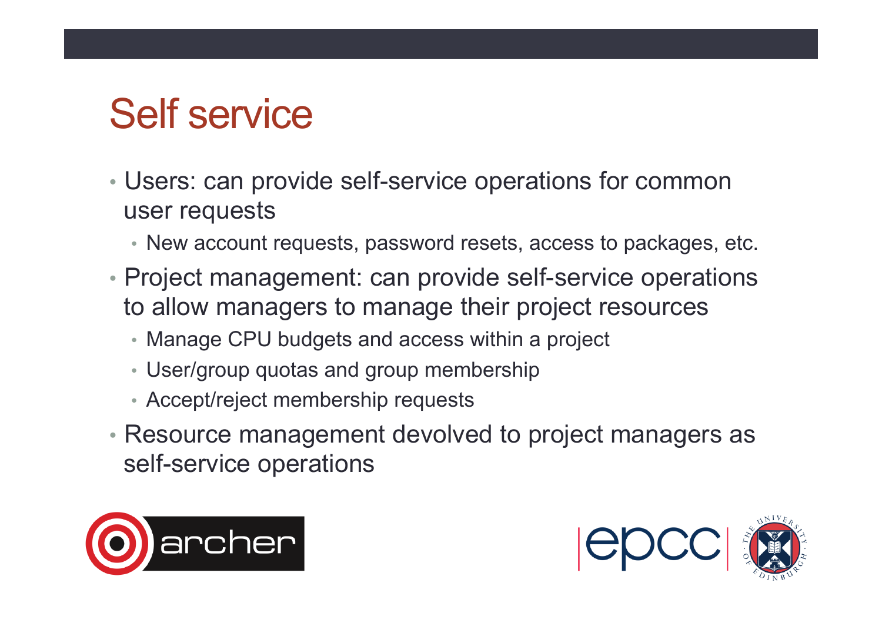# Self service

- Users: can provide self-service operations for common user requests
  - New account requests, password resets, access to packages, etc.
- Project management: can provide self-service operations to allow managers to manage their project resources
  - Manage CPU budgets and access within a project
  - User/group quotas and group membership
  - Accept/reject membership requests
- Resource management devolved to project managers as self-service operations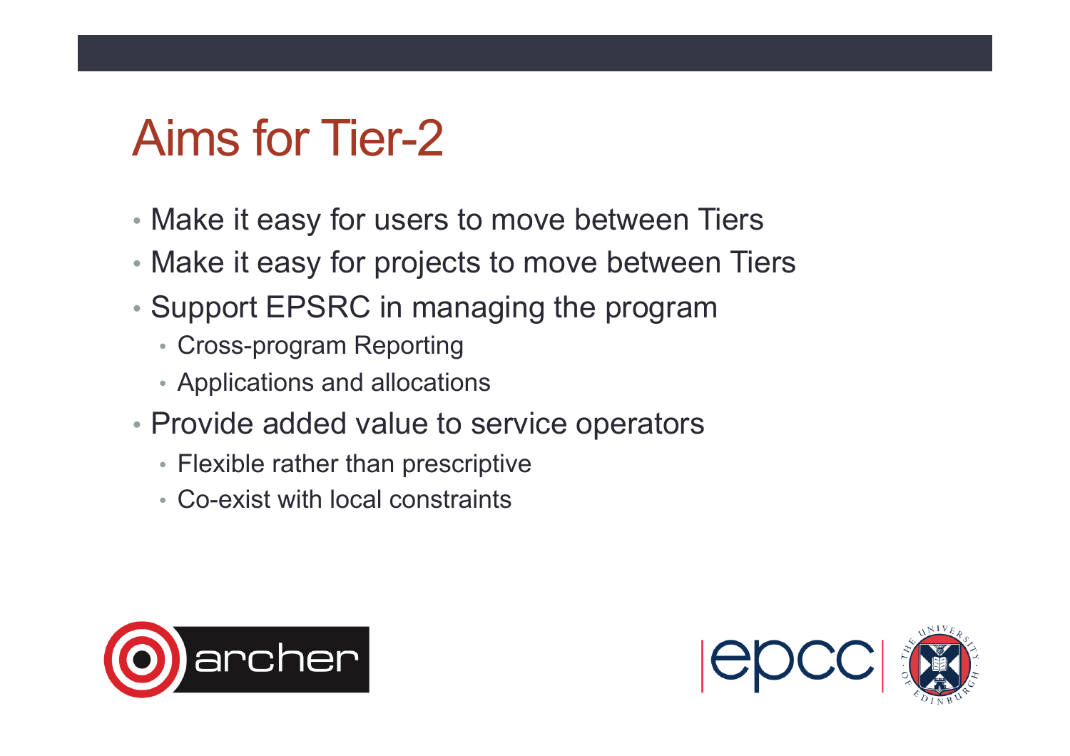# Aims for Tier-2

- Make it easy for users to move between Tiers
- Make it easy for projects to move between Tiers
- Support EPSRC in managing the program
  - Cross-program Reporting
  - Applications and allocations
- Provide added value to service operators
  - Flexible rather than prescriptive
  - Co-exist with local constraints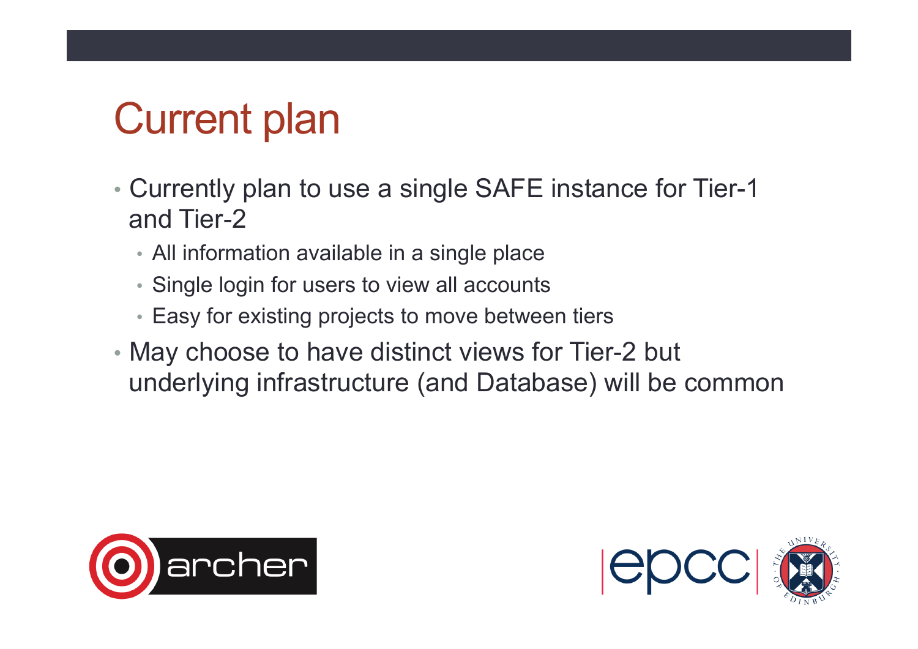# Current plan

- Currently plan to use a single SAFE instance for Tier-1 and Tier-2
  - All information available in a single place
  - Single login for users to view all accounts
  - Easy for existing projects to move between tiers
- May choose to have distinct views for Tier-2 but underlying infrastructure (and Database) will be common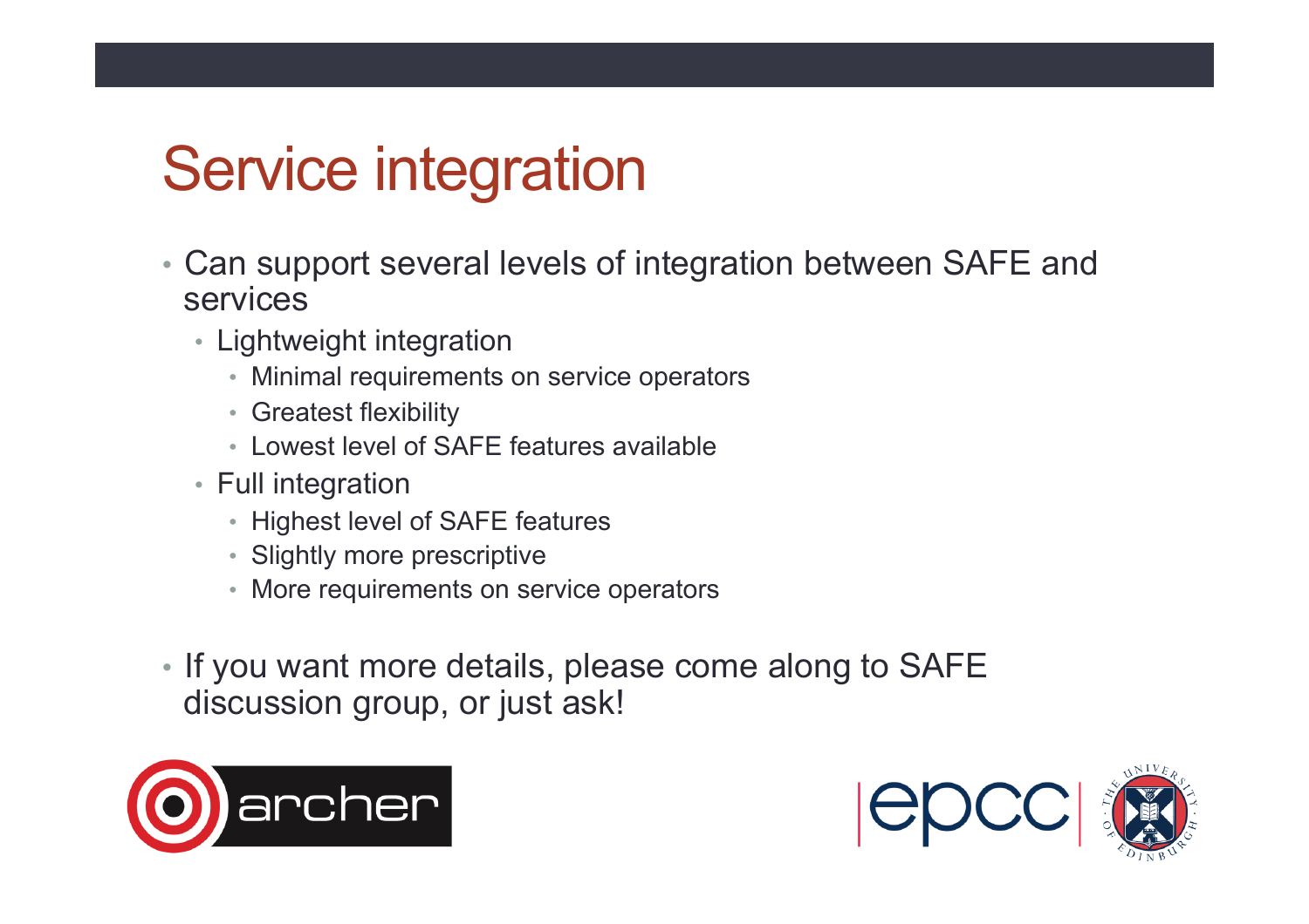# Service integration

- Can support several levels of integration between SAFE and services
  - Lightweight integration
    - Minimal requirements on service operators
    - Greatest flexibility
    - Lowest level of SAFE features available
  - Full integration
    - Highest level of SAFE features
    - Slightly more prescriptive
    - More requirements on service operators
- If you want more details, please come along to SAFE discussion group, or just ask!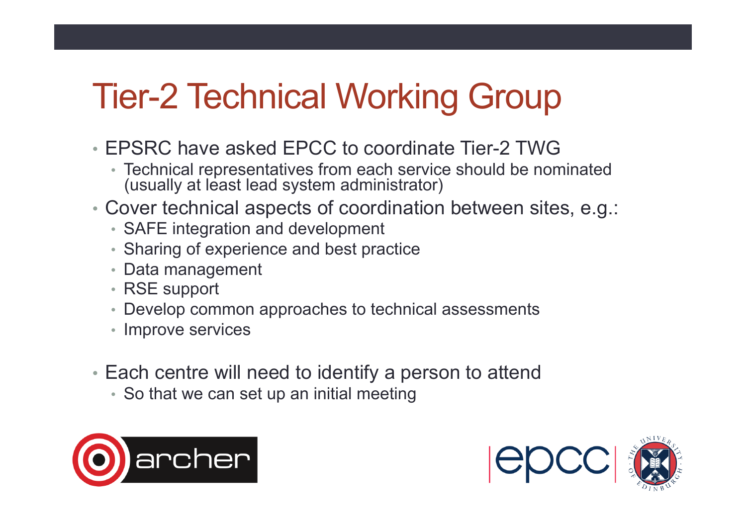# Tier-2 Technical Working Group

- EPSRC have asked EPCC to coordinate Tier-2 TWG
  - Technical representatives from each service should be nominated (usually at least lead system administrator)
- Cover technical aspects of coordination between sites, e.g.:
  - SAFE integration and development
  - Sharing of experience and best practice
  - Data management
  - RSE support
  - Develop common approaches to technical assessments
  - Improve services
- Each centre will need to identify a person to attend
  - So that we can set up an initial meeting